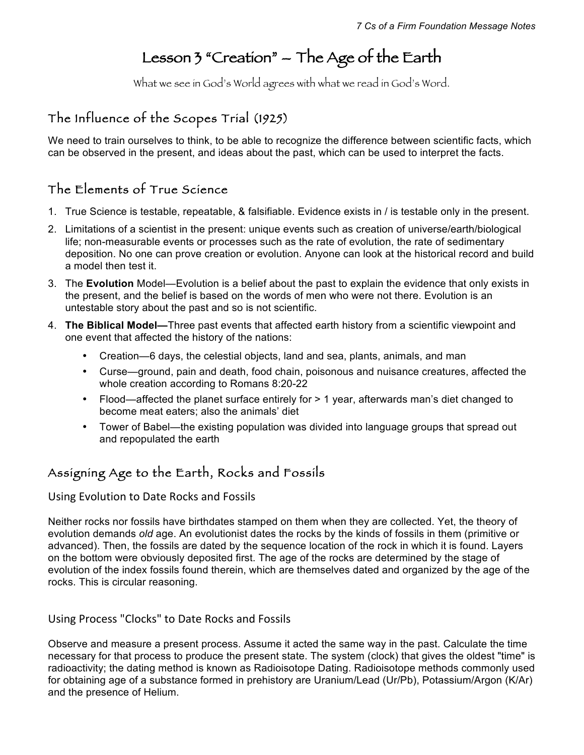# Lesson 3 "Creation" – The Age of the Earth

What we see in God's World agrees with what we read in God's Word.

## The Influence of the Scopes Trial (1925)

We need to train ourselves to think, to be able to recognize the difference between scientific facts, which can be observed in the present, and ideas about the past, which can be used to interpret the facts.

## The Elements of True Science

1. True Science is testable, repeatable, & falsifiable. Evidence exists in / is testable only in the present.
2. Limitations of a scientist in the present: unique events such as creation of universe/earth/biological life; non-measurable events or processes such as the rate of evolution, the rate of sedimentary deposition. No one can prove creation or evolution. Anyone can look at the historical record and build a model then test it.
3. The **Evolution** Model—Evolution is a belief about the past to explain the evidence that only exists in the present, and the belief is based on the words of men who were not there. Evolution is an untestable story about the past and so is not scientific.
4. **The Biblical Model—**Three past events that affected earth history from a scientific viewpoint and one event that affected the history of the nations:
   - Creation—6 days, the celestial objects, land and sea, plants, animals, and man
   - Curse—ground, pain and death, food chain, poisonous and nuisance creatures, affected the whole creation according to Romans 8:20-22
   - Flood—affected the planet surface entirely for > 1 year, afterwards man's diet changed to become meat eaters; also the animals' diet
   - Tower of Babel—the existing population was divided into language groups that spread out and repopulated the earth

## Assigning Age to the Earth, Rocks and Fossils

### Using Evolution to Date Rocks and Fossils

Neither rocks nor fossils have birthdates stamped on them when they are collected. Yet, the theory of evolution demands *old* age. An evolutionist dates the rocks by the kinds of fossils in them (primitive or advanced). Then, the fossils are dated by the sequence location of the rock in which it is found. Layers on the bottom were obviously deposited first. The age of the rocks are determined by the stage of evolution of the index fossils found therein, which are themselves dated and organized by the age of the rocks. This is circular reasoning.

### Using Process "Clocks" to Date Rocks and Fossils

Observe and measure a present process. Assume it acted the same way in the past. Calculate the time necessary for that process to produce the present state. The system (clock) that gives the oldest "time" is radioactivity; the dating method is known as Radioisotope Dating. Radioisotope methods commonly used for obtaining age of a substance formed in prehistory are Uranium/Lead (Ur/Pb), Potassium/Argon (K/Ar) and the presence of Helium.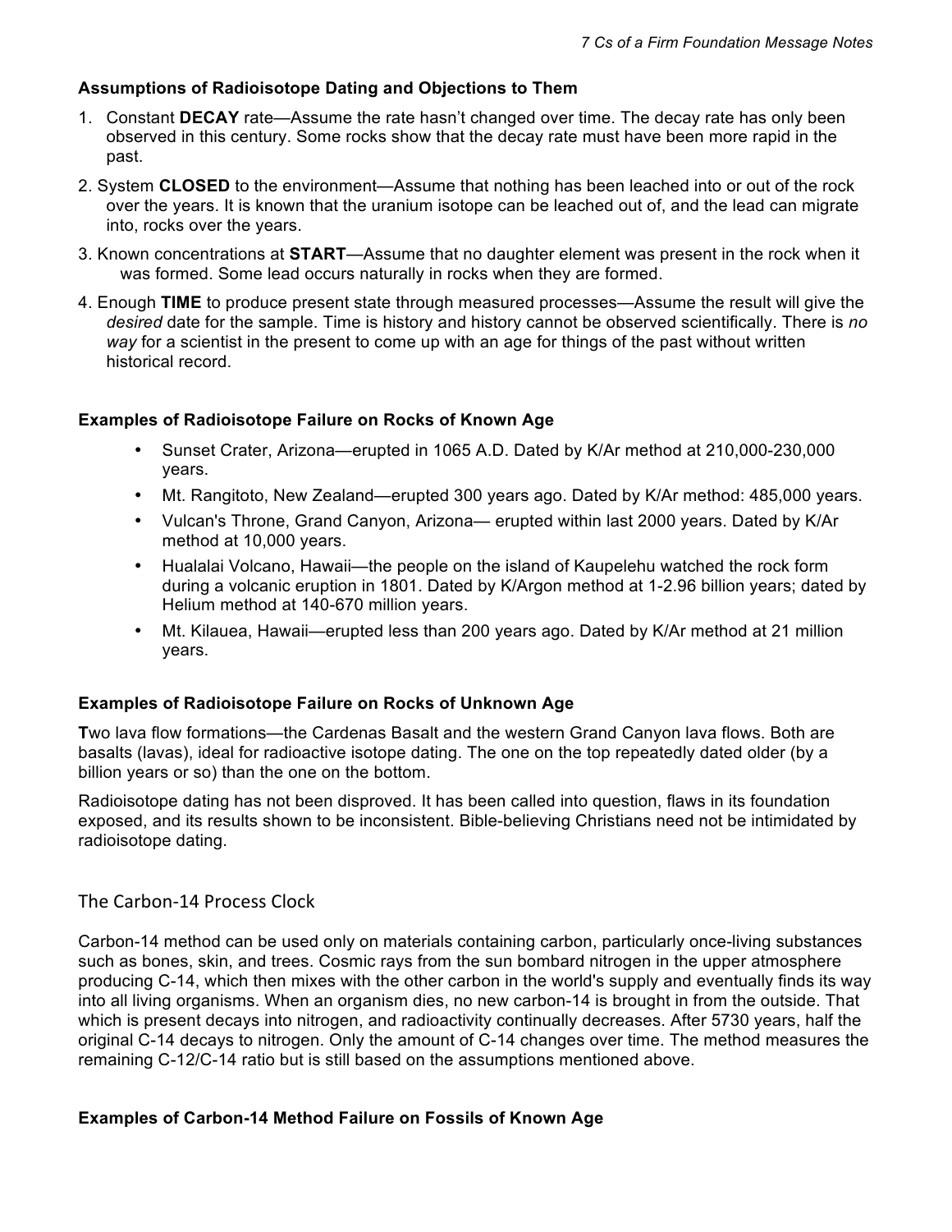### Assumptions of Radioisotope Dating and Objections to Them

1. Constant **DECAY** rate—Assume the rate hasn't changed over time. The decay rate has only been observed in this century. Some rocks show that the decay rate must have been more rapid in the past.
2. System **CLOSED** to the environment—Assume that nothing has been leached into or out of the rock over the years. It is known that the uranium isotope can be leached out of, and the lead can migrate into, rocks over the years.
3. Known concentrations at **START**—Assume that no daughter element was present in the rock when it was formed. Some lead occurs naturally in rocks when they are formed.
4. Enough **TIME** to produce present state through measured processes—Assume the result will give the *desired* date for the sample. Time is history and history cannot be observed scientifically. There is *no way* for a scientist in the present to come up with an age for things of the past without written historical record.

### Examples of Radioisotope Failure on Rocks of Known Age

- Sunset Crater, Arizona—erupted in 1065 A.D. Dated by K/Ar method at 210,000-230,000 years.
- Mt. Rangitoto, New Zealand—erupted 300 years ago. Dated by K/Ar method: 485,000 years.
- Vulcan's Throne, Grand Canyon, Arizona— erupted within last 2000 years. Dated by K/Ar method at 10,000 years.
- Hualalai Volcano, Hawaii—the people on the island of Kaupelehu watched the rock form during a volcanic eruption in 1801. Dated by K/Argon method at 1-2.96 billion years; dated by Helium method at 140-670 million years.
- Mt. Kilauea, Hawaii—erupted less than 200 years ago. Dated by K/Ar method at 21 million years.

### Examples of Radioisotope Failure on Rocks of Unknown Age

**T**wo lava flow formations—the Cardenas Basalt and the western Grand Canyon lava flows. Both are basalts (lavas), ideal for radioactive isotope dating. The one on the top repeatedly dated older (by a billion years or so) than the one on the bottom.

Radioisotope dating has not been disproved. It has been called into question, flaws in its foundation exposed, and its results shown to be inconsistent. Bible-believing Christians need not be intimidated by radioisotope dating.

## The Carbon-14 Process Clock

Carbon-14 method can be used only on materials containing carbon, particularly once-living substances such as bones, skin, and trees. Cosmic rays from the sun bombard nitrogen in the upper atmosphere producing C-14, which then mixes with the other carbon in the world's supply and eventually finds its way into all living organisms. When an organism dies, no new carbon-14 is brought in from the outside. That which is present decays into nitrogen, and radioactivity continually decreases. After 5730 years, half the original C-14 decays to nitrogen. Only the amount of C-14 changes over time. The method measures the remaining C-12/C-14 ratio but is still based on the assumptions mentioned above.

### Examples of Carbon-14 Method Failure on Fossils of Known Age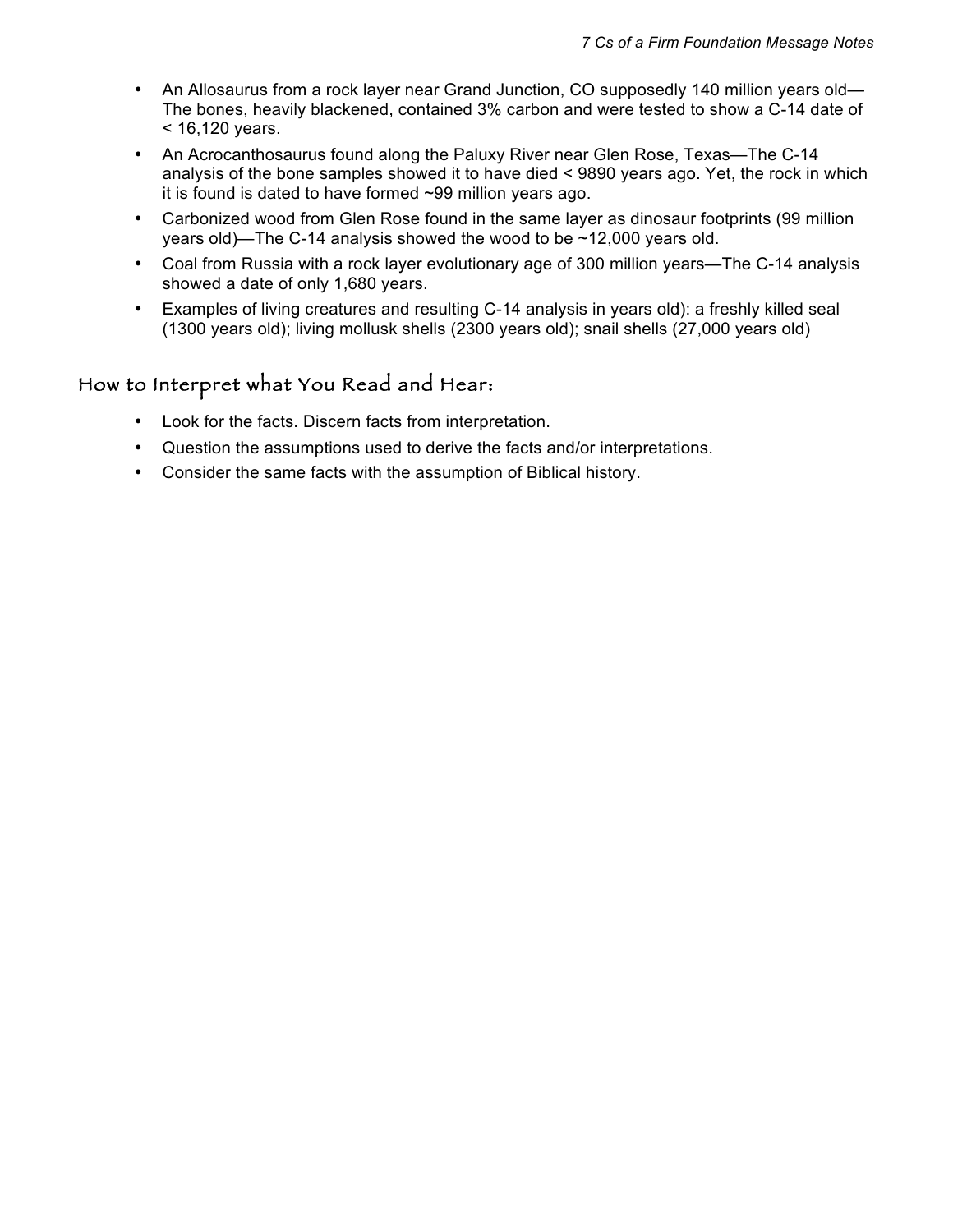- An Allosaurus from a rock layer near Grand Junction, CO supposedly 140 million years old—The bones, heavily blackened, contained 3% carbon and were tested to show a C-14 date of < 16,120 years.
- An Acrocanthosaurus found along the Paluxy River near Glen Rose, Texas—The C-14 analysis of the bone samples showed it to have died < 9890 years ago. Yet, the rock in which it is found is dated to have formed ~99 million years ago.
- Carbonized wood from Glen Rose found in the same layer as dinosaur footprints (99 million years old)—The C-14 analysis showed the wood to be ~12,000 years old.
- Coal from Russia with a rock layer evolutionary age of 300 million years—The C-14 analysis showed a date of only 1,680 years.
- Examples of living creatures and resulting C-14 analysis in years old): a freshly killed seal (1300 years old); living mollusk shells (2300 years old); snail shells (27,000 years old)

## How to Interpret what You Read and Hear:

- Look for the facts. Discern facts from interpretation.
- Question the assumptions used to derive the facts and/or interpretations.
- Consider the same facts with the assumption of Biblical history.